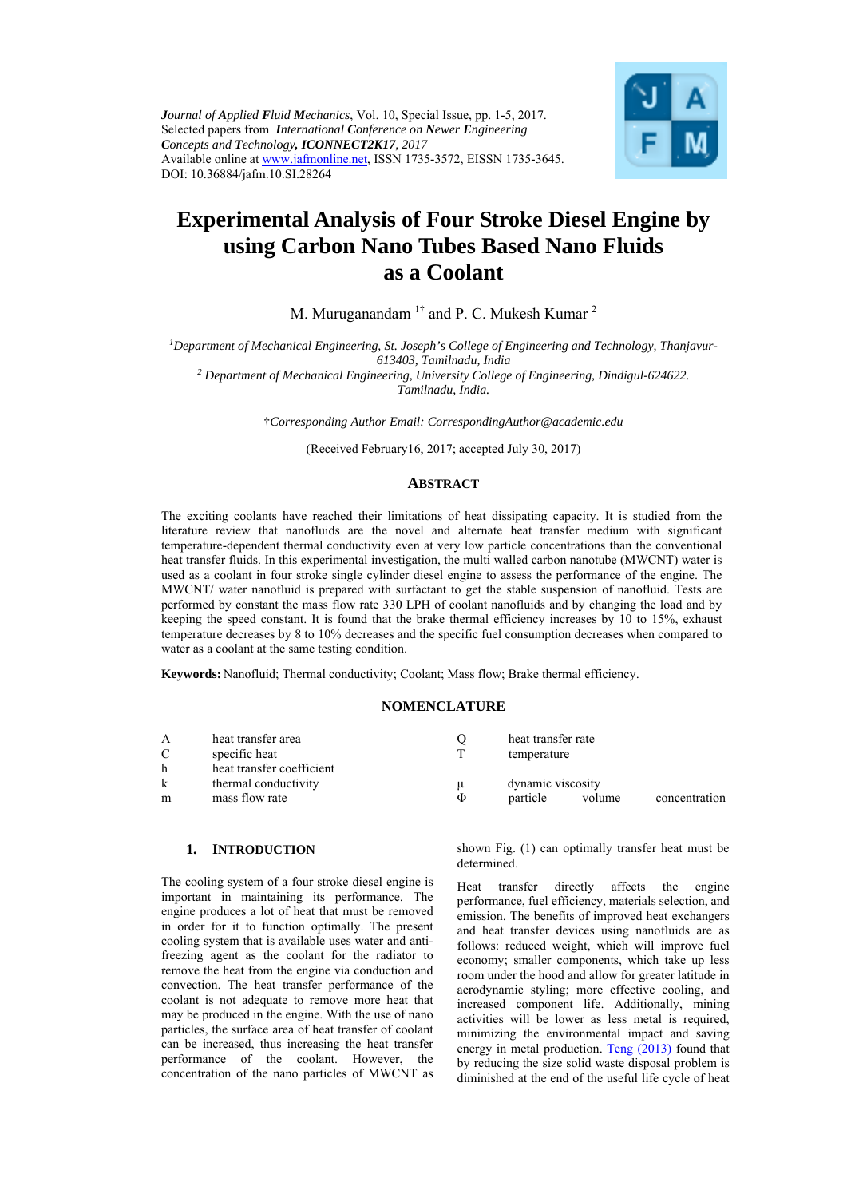*Journal of Applied Fluid Mechanics*, Vol. 10, Special Issue, pp. 1-5, 2017.
Selected papers from *International Conference on Newer Engineering Concepts and Technology, **ICONNECT2K17**, 2017*
Available online at www.jafmonline.net, ISSN 1735-3572, EISSN 1735-3645.
DOI: 10.36884/jafm.10.SI.28264

# Experimental Analysis of Four Stroke Diesel Engine by using Carbon Nano Tubes Based Nano Fluids as a Coolant

M. Muruganandam [1†] and P. C. Mukesh Kumar [2]

[1] *Department of Mechanical Engineering, St. Joseph's College of Engineering and Technology, Thanjavur-613403, Tamilnadu, India*
[2] *Department of Mechanical Engineering, University College of Engineering, Dindigul-624622. Tamilnadu, India.*

†*Corresponding Author Email: CorrespondingAuthor@academic.edu*

(Received February16, 2017; accepted July 30, 2017)

## ABSTRACT

The exciting coolants have reached their limitations of heat dissipating capacity. It is studied from the literature review that nanofluids are the novel and alternate heat transfer medium with significant temperature-dependent thermal conductivity even at very low particle concentrations than the conventional heat transfer fluids. In this experimental investigation, the multi walled carbon nanotube (MWCNT) water is used as a coolant in four stroke single cylinder diesel engine to assess the performance of the engine. The MWCNT/ water nanofluid is prepared with surfactant to get the stable suspension of nanofluid. Tests are performed by constant the mass flow rate 330 LPH of coolant nanofluids and by changing the load and by keeping the speed constant. It is found that the brake thermal efficiency increases by 10 to 15%, exhaust temperature decreases by 8 to 10% decreases and the specific fuel consumption decreases when compared to water as a coolant at the same testing condition.

**Keywords:** Nanofluid; Thermal conductivity; Coolant; Mass flow; Brake thermal efficiency.

## NOMENCLATURE

| | | | |
|---|---|---|---|
| A | heat transfer area | Q | heat transfer rate |
| C | specific heat | T | temperature |
| h | heat transfer coefficient | | |
| k | thermal conductivity | μ | dynamic viscosity |
| m | mass flow rate | Φ | particle volume concentration |

## 1. INTRODUCTION

The cooling system of a four stroke diesel engine is important in maintaining its performance. The engine produces a lot of heat that must be removed in order for it to function optimally. The present cooling system that is available uses water and anti-freezing agent as the coolant for the radiator to remove the heat from the engine via conduction and convection. The heat transfer performance of the coolant is not adequate to remove more heat that may be produced in the engine. With the use of nano particles, the surface area of heat transfer of coolant can be increased, thus increasing the heat transfer performance of the coolant. However, the concentration of the nano particles of MWCNT as shown Fig. (1) can optimally transfer heat must be determined.

Heat transfer directly affects the engine performance, fuel efficiency, materials selection, and emission. The benefits of improved heat exchangers and heat transfer devices using nanofluids are as follows: reduced weight, which will improve fuel economy; smaller components, which take up less room under the hood and allow for greater latitude in aerodynamic styling; more effective cooling, and increased component life. Additionally, mining activities will be lower as less metal is required, minimizing the environmental impact and saving energy in metal production. Teng (2013) found that by reducing the size solid waste disposal problem is diminished at the end of the useful life cycle of heat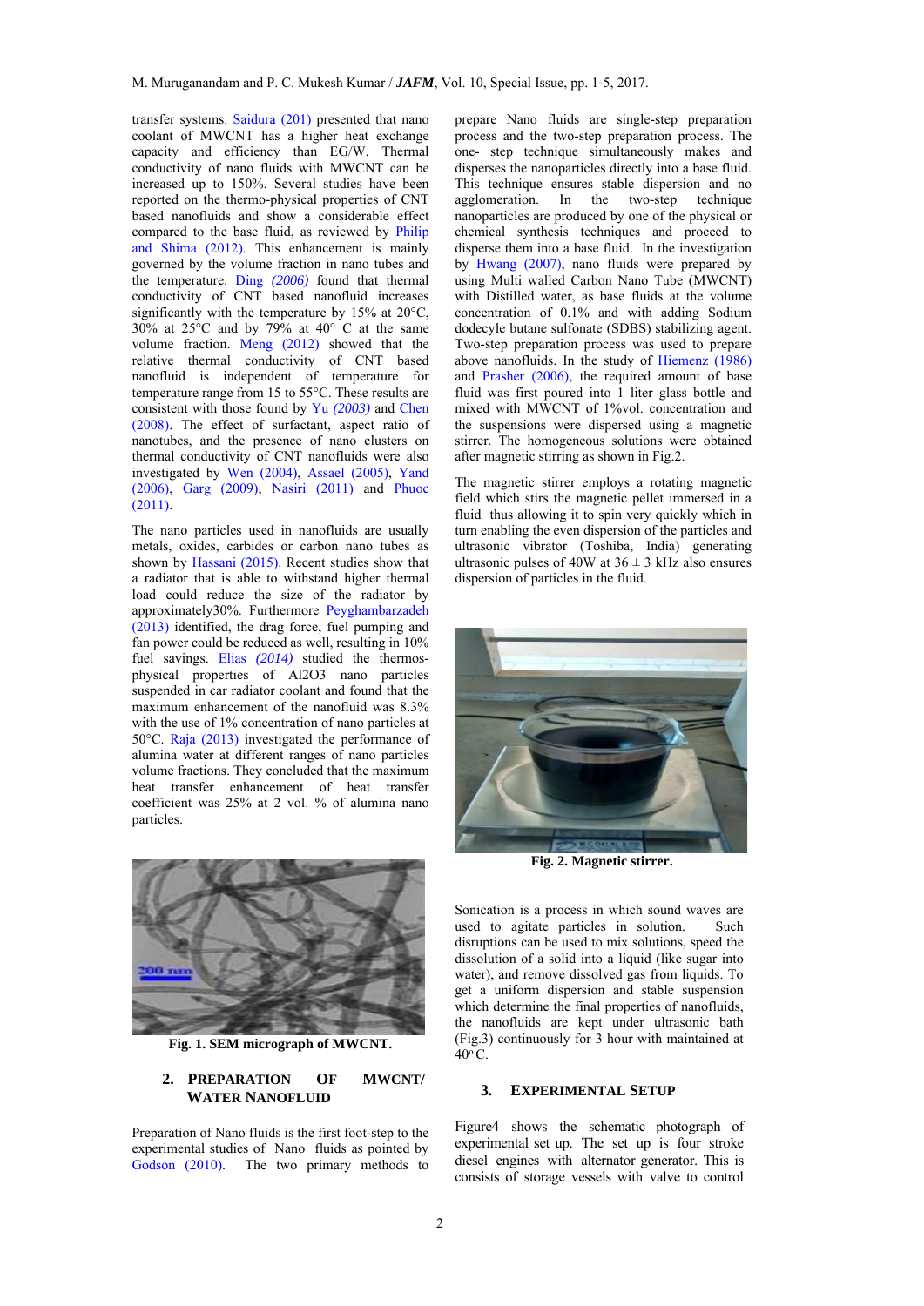transfer systems. Saidura (201) presented that nano coolant of MWCNT has a higher heat exchange capacity and efficiency than EG/W. Thermal conductivity of nano fluids with MWCNT can be increased up to 150%. Several studies have been reported on the thermo-physical properties of CNT based nanofluids and show a considerable effect compared to the base fluid, as reviewed by Philip and Shima (2012). This enhancement is mainly governed by the volume fraction in nano tubes and the temperature. Ding *(2006)* found that thermal conductivity of CNT based nanofluid increases significantly with the temperature by 15% at 20°C, 30% at 25°C and by 79% at 40° C at the same volume fraction. Meng (2012) showed that the relative thermal conductivity of CNT based nanofluid is independent of temperature for temperature range from 15 to 55°C. These results are consistent with those found by Yu *(2003)* and Chen (2008). The effect of surfactant, aspect ratio of nanotubes, and the presence of nano clusters on thermal conductivity of CNT nanofluids were also investigated by Wen (2004), Assael (2005), Yand (2006), Garg (2009), Nasiri (2011) and Phuoc (2011).

The nano particles used in nanofluids are usually metals, oxides, carbides or carbon nano tubes as shown by Hassani (2015). Recent studies show that a radiator that is able to withstand higher thermal load could reduce the size of the radiator by approximately30%. Furthermore Peyghambarzadeh (2013) identified, the drag force, fuel pumping and fan power could be reduced as well, resulting in 10% fuel savings. Elias *(2014)* studied the thermos-physical properties of Al2O3 nano particles suspended in car radiator coolant and found that the maximum enhancement of the nanofluid was 8.3% with the use of 1% concentration of nano particles at 50°C. Raja (2013) investigated the performance of alumina water at different ranges of nano particles volume fractions. They concluded that the maximum heat transfer enhancement of heat transfer coefficient was 25% at 2 vol. % of alumina nano particles.

**Fig. 1. SEM micrograph of MWCNT.**

## 2. PREPARATION OF MWCNT/ WATER NANOFLUID

Preparation of Nano fluids is the first foot-step to the experimental studies of Nano fluids as pointed by Godson (2010). The two primary methods to prepare Nano fluids are single-step preparation process and the two-step preparation process. The one- step technique simultaneously makes and disperses the nanoparticles directly into a base fluid. This technique ensures stable dispersion and no agglomeration. In the two-step technique nanoparticles are produced by one of the physical or chemical synthesis techniques and proceed to disperse them into a base fluid. In the investigation by Hwang (2007), nano fluids were prepared by using Multi walled Carbon Nano Tube (MWCNT) with Distilled water, as base fluids at the volume concentration of 0.1% and with adding Sodium dodecyle butane sulfonate (SDBS) stabilizing agent. Two-step preparation process was used to prepare above nanofluids. In the study of Hiemenz (1986) and Prasher (2006), the required amount of base fluid was first poured into 1 liter glass bottle and mixed with MWCNT of 1%vol. concentration and the suspensions were dispersed using a magnetic stirrer. The homogeneous solutions were obtained after magnetic stirring as shown in Fig.2.

The magnetic stirrer employs a rotating magnetic field which stirs the magnetic pellet immersed in a fluid thus allowing it to spin very quickly which in turn enabling the even dispersion of the particles and ultrasonic vibrator (Toshiba, India) generating ultrasonic pulses of 40W at 36 ± 3 kHz also ensures dispersion of particles in the fluid.

**Fig. 2. Magnetic stirrer.**

Sonication is a process in which sound waves are used to agitate particles in solution. Such disruptions can be used to mix solutions, speed the dissolution of a solid into a liquid (like sugar into water), and remove dissolved gas from liquids. To get a uniform dispersion and stable suspension which determine the final properties of nanofluids, the nanofluids are kept under ultrasonic bath (Fig.3) continuously for 3 hour with maintained at 40$^{o}$C.

## 3. EXPERIMENTAL SETUP

Figure4 shows the schematic photograph of experimental set up. The set up is four stroke diesel engines with alternator generator. This is consists of storage vessels with valve to control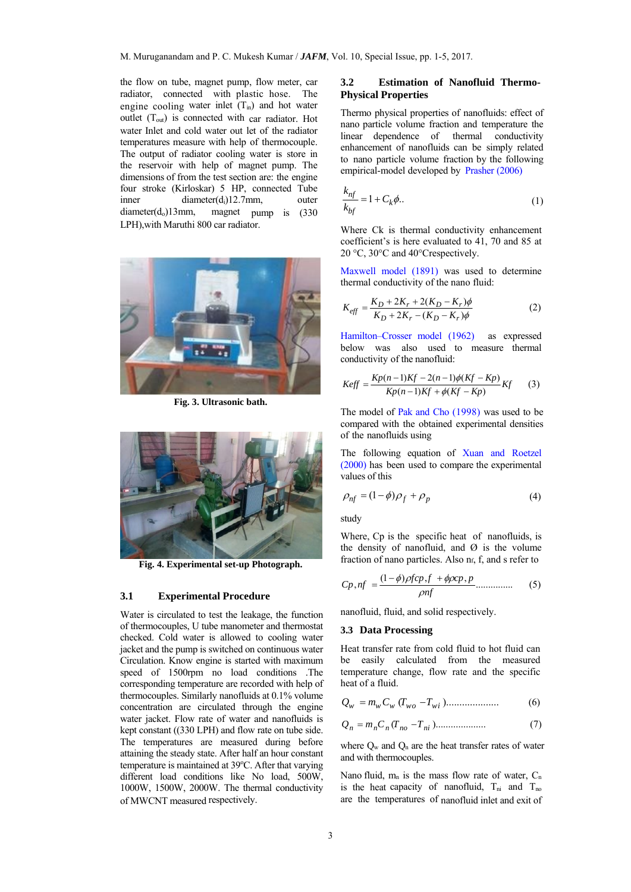the flow on tube, magnet pump, flow meter, car radiator, connected with plastic hose. The engine cooling water inlet ($T_{in}$) and hot water outlet ($T_{out}$) is connected with car radiator. Hot water Inlet and cold water out let of the radiator temperatures measure with help of thermocouple. The output of radiator cooling water is store in the reservoir with help of magnet pump. The dimensions of from the test section are: the engine four stroke (Kirloskar) 5 HP, connected Tube inner diameter($d_i$)12.7mm, outer diameter($d_o$)13mm, magnet pump is (330 LPH),with Maruthi 800 car radiator.

**Fig. 3. Ultrasonic bath.**

**Fig. 4. Experimental set-up Photograph.**

### 3.1 Experimental Procedure

Water is circulated to test the leakage, the function of thermocouples, U tube manometer and thermostat checked. Cold water is allowed to cooling water jacket and the pump is switched on continuous water Circulation. Know engine is started with maximum speed of 1500rpm no load conditions .The corresponding temperature are recorded with help of thermocouples. Similarly nanofluids at 0.1% volume concentration are circulated through the engine water jacket. Flow rate of water and nanofluids is kept constant ((330 LPH) and flow rate on tube side. The temperatures are measured during before attaining the steady state. After half an hour constant temperature is maintained at 39ºC. After that varying different load conditions like No load, 500W, 1000W, 1500W, 2000W. The thermal conductivity of MWCNT measured respectively.

### 3.2 Estimation of Nanofluid Thermo-Physical Properties

Thermo physical properties of nanofluids: effect of nano particle volume fraction and temperature the linear dependence of thermal conductivity enhancement of nanofluids can be simply related to nano particle volume fraction by the following empirical-model developed by Prasher (2006)

$$\frac{k_{nf}}{k_{bf}} = 1 + C_k \phi.. \tag{1}$$

Where Ck is thermal conductivity enhancement coefficient's is here evaluated to 41, 70 and 85 at 20 °C, 30°C and 40°Crespectively.

Maxwell model (1891) was used to determine thermal conductivity of the nano fluid:

$$K_{eff} = \frac{K_D + 2K_r + 2(K_D - K_r)\phi}{K_D + 2K_r - (K_D - K_r)\phi} \tag{2}$$

Hamilton–Crosser model (1962) as expressed below was also used to measure thermal conductivity of the nanofluid:

$$Keff = \frac{Kp(n-1)Kf - 2(n-1)\phi(Kf - Kp)}{Kp(n-1)Kf + \phi(Kf - Kp)} Kf \tag{3}$$

The model of Pak and Cho (1998) was used to be compared with the obtained experimental densities of the nanofluids using

The following equation of Xuan and Roetzel (2000) has been used to compare the experimental values of this

$$\rho_{nf} = (1-\phi)\rho_f + \rho_p \tag{4}$$

study

Where, Cp is the specific heat of nanofluids, is the density of nanofluid, and Ø is the volume fraction of nano particles. Also nf, f, and s refer to

$$Cp,nf = \frac{(1-\phi)\rho fcp,f + \phi\rho cp,p}{\rho nf} .............. \tag{5}$$

nanofluid, fluid, and solid respectively.

### 3.3 Data Processing

Heat transfer rate from cold fluid to hot fluid can be easily calculated from the measured temperature change, flow rate and the specific heat of a fluid.

$$Q_w = m_w C_w (T_{wo} - T_{wi}) .................... \tag{6}$$

$$Q_n = m_n C_n (T_{no} - T_{ni}) .................... \tag{7}$$

where $Q_w$ and $Q_n$ are the heat transfer rates of water and with thermocouples.

Nano fluid, $m_n$ is the mass flow rate of water, $C_n$ is the heat capacity of nanofluid, $T_{ni}$ and $T_{no}$ are the temperatures of nanofluid inlet and exit of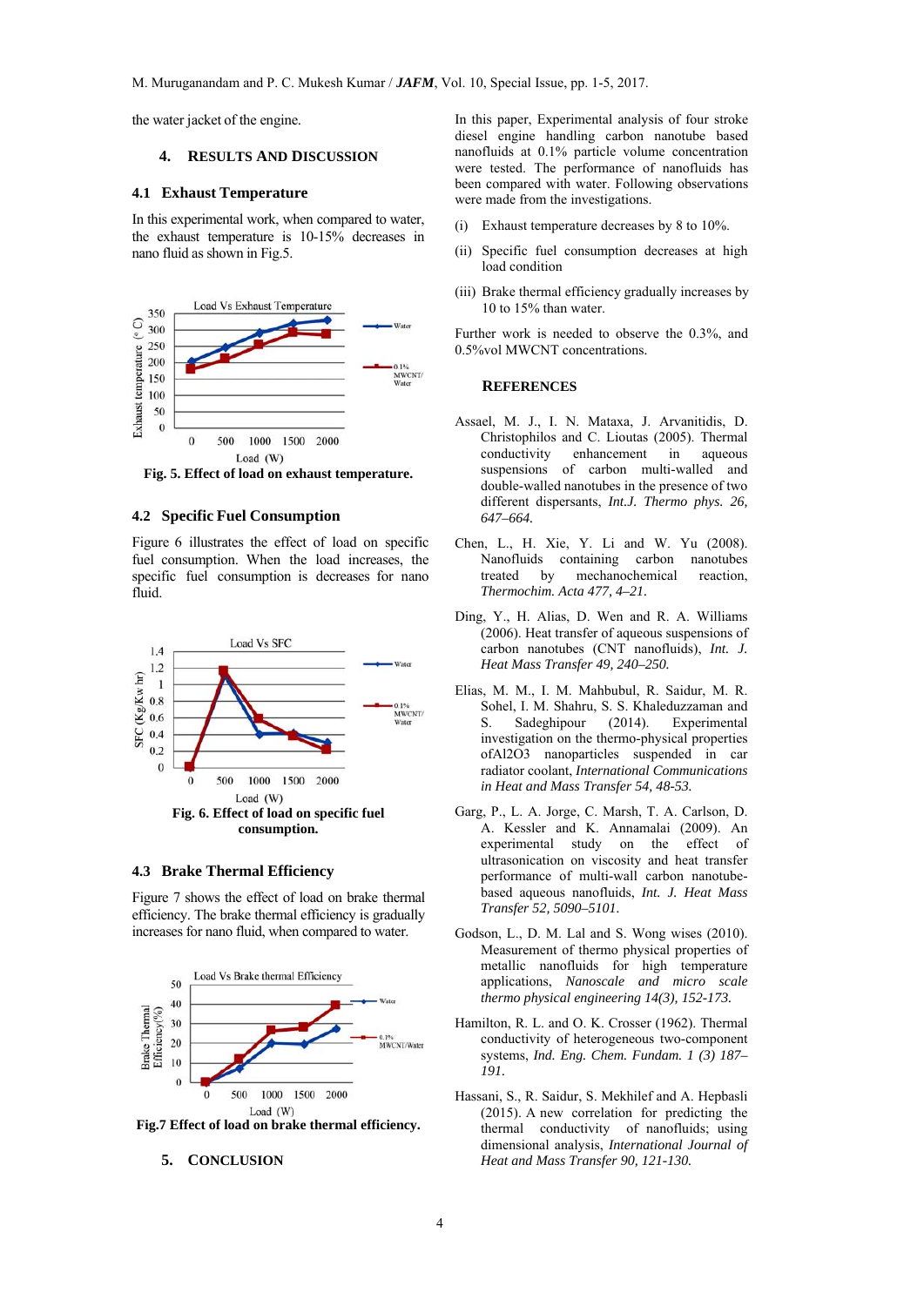the water jacket of the engine.

## 4. RESULTS AND DISCUSSION

### 4.1 Exhaust Temperature

In this experimental work, when compared to water, the exhaust temperature is 10-15% decreases in nano fluid as shown in Fig.5.

**Fig. 5. Effect of load on exhaust temperature.**

### 4.2 Specific Fuel Consumption

Figure 6 illustrates the effect of load on specific fuel consumption. When the load increases, the specific fuel consumption is decreases for nano fluid.

**Fig. 6. Effect of load on specific fuel consumption.**

### 4.3 Brake Thermal Efficiency

Figure 7 shows the effect of load on brake thermal efficiency. The brake thermal efficiency is gradually increases for nano fluid, when compared to water.

**Fig.7 Effect of load on brake thermal efficiency.**

## 5. CONCLUSION

In this paper, Experimental analysis of four stroke diesel engine handling carbon nanotube based nanofluids at 0.1% particle volume concentration were tested. The performance of nanofluids has been compared with water. Following observations were made from the investigations.

(i) Exhaust temperature decreases by 8 to 10%.

(ii) Specific fuel consumption decreases at high load condition

(iii) Brake thermal efficiency gradually increases by 10 to 15% than water.

Further work is needed to observe the 0.3%, and 0.5%vol MWCNT concentrations.

## REFERENCES

Assael, M. J., I. N. Mataxa, J. Arvanitidis, D. Christophilos and C. Lioutas (2005). Thermal conductivity enhancement in aqueous suspensions of carbon multi-walled and double-walled nanotubes in the presence of two different dispersants, *Int.J. Thermo phys. 26, 647–664.*

Chen, L., H. Xie, Y. Li and W. Yu (2008). Nanofluids containing carbon nanotubes treated by mechanochemical reaction, *Thermochim. Acta 477, 4–21.*

Ding, Y., H. Alias, D. Wen and R. A. Williams (2006). Heat transfer of aqueous suspensions of carbon nanotubes (CNT nanofluids), *Int. J. Heat Mass Transfer 49, 240–250.*

Elias, M. M., I. M. Mahbubul, R. Saidur, M. R. Sohel, I. M. Shahru, S. S. Khaleduzzaman and S. Sadeghipour (2014). Experimental investigation on the thermo-physical properties ofAl2O3 nanoparticles suspended in car radiator coolant, *International Communications in Heat and Mass Transfer 54, 48-53.*

Garg, P., L. A. Jorge, C. Marsh, T. A. Carlson, D. A. Kessler and K. Annamalai (2009). An experimental study on the effect of ultrasonication on viscosity and heat transfer performance of multi-wall carbon nanotube-based aqueous nanofluids, *Int. J. Heat Mass Transfer 52, 5090–5101*.

Godson, L., D. M. Lal and S. Wong wises (2010). Measurement of thermo physical properties of metallic nanofluids for high temperature applications, *Nanoscale and micro scale thermo physical engineering 14(3), 152-173.*

Hamilton, R. L. and O. K. Crosser (1962). Thermal conductivity of heterogeneous two-component systems, *Ind. Eng. Chem. Fundam. 1 (3) 187–191.*

Hassani, S., R. Saidur, S. Mekhilef and A. Hepbasli (2015). A new correlation for predicting the thermal conductivity of nanofluids; using dimensional analysis, *International Journal of Heat and Mass Transfer 90, 121-130.*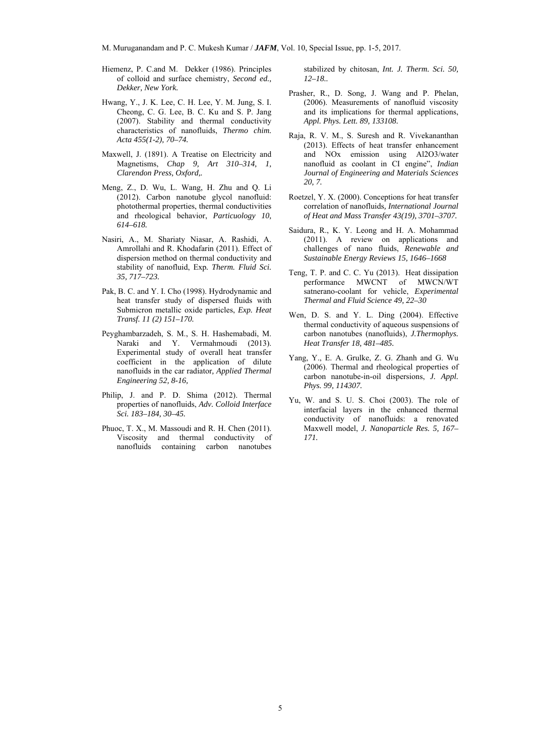Hiemenz, P. C.and M. Dekker (1986). Principles of colloid and surface chemistry, *Second ed., Dekker, New York.*

Hwang, Y., J. K. Lee, C. H. Lee, Y. M. Jung, S. I. Cheong, C. G. Lee, B. C. Ku and S. P. Jang (2007). Stability and thermal conductivity characteristics of nanofluids, *Thermo chim. Acta 455(1-2), 70–74.*

Maxwell, J. (1891). A Treatise on Electricity and Magnetisms, *Chap 9, Art 310–314, 1, Clarendon Press, Oxford,.*

Meng, Z., D. Wu, L. Wang, H. Zhu and Q. Li (2012). Carbon nanotube glycol nanofluid: photothermal properties, thermal conductivities and rheological behavior, *Particuology 10, 614–618.*

Nasiri, A., M. Shariaty Niasar, A. Rashidi, A. Amrollahi and R. Khodafarin (2011). Effect of dispersion method on thermal conductivity and stability of nanofluid, Exp*. Therm. Fluid Sci. 35, 717–723.*

Pak, B. C. and Y. I. Cho (1998). Hydrodynamic and heat transfer study of dispersed fluids with Submicron metallic oxide particles, *Exp. Heat Transf. 11 (2) 151–170.*

Peyghambarzadeh, S. M., S. H. Hashemabadi, M. Naraki and Y. Vermahmoudi (2013). Experimental study of overall heat transfer coefficient in the application of dilute nanofluids in the car radiator*, Applied Thermal Engineering 52, 8-16,*

Philip, J. and P. D. Shima (2012). Thermal properties of nanofluids, *Adv. Colloid Interface Sci. 183–184, 30–45.*

Phuoc, T. X., M. Massoudi and R. H. Chen (2011). Viscosity and thermal conductivity of nanofluids containing carbon nanotubes stabilized by chitosan, *Int. J. Therm. Sci. 50, 12–18..*

Prasher, R., D. Song, J. Wang and P. Phelan, (2006). Measurements of nanofluid viscosity and its implications for thermal applications, *Appl. Phys. Lett. 89, 133108.*

Raja, R. V. M., S. Suresh and R. Vivekananthan (2013). Effects of heat transfer enhancement and NOx emission using Al2O3/water nanofluid as coolant in CI engine", *Indian Journal of Engineering and Materials Sciences 20, 7.*

Roetzel, Y. X. (2000). Conceptions for heat transfer correlation of nanofluids*, International Journal of Heat and Mass Transfer 43(19), 3701–3707.*

Saidura, R., K. Y. Leong and H. A. Mohammad (2011). A review on applications and challenges of nano fluids, *Renewable and Sustainable Energy Reviews 15, 1646–1668*

Teng, T. P. and C. C. Yu (2013). Heat dissipation performance MWCNT of MWCN/WT satnerano-coolant for vehicle, *Experimental Thermal and Fluid Science 49, 22–30*

Wen, D. S. and Y. L. Ding (2004). Effective thermal conductivity of aqueous suspensions of carbon nanotubes (nanofluids), *J.Thermophys. Heat Transfer 18, 481–485.*

Yang, Y., E. A. Grulke, Z. G. Zhanh and G. Wu (2006). Thermal and rheological properties of carbon nanotube-in-oil dispersions, *J. Appl. Phys. 99, 114307.*

Yu, W. and S. U. S. Choi (2003). The role of interfacial layers in the enhanced thermal conductivity of nanofluids: a renovated Maxwell model, *J. Nanoparticle Res. 5, 167–171.*